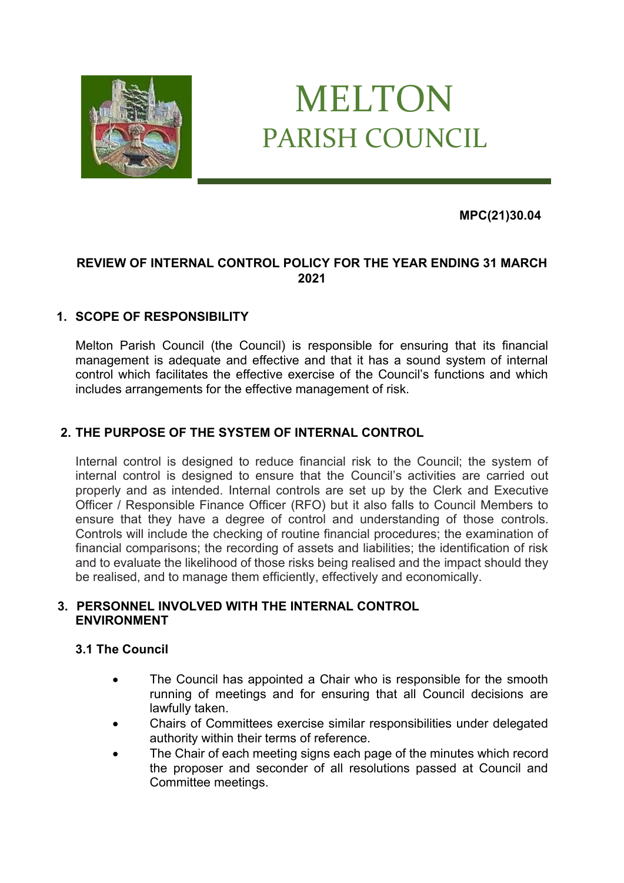# MELTON
## PARISH COUNCIL

**MPC(21)30.04**

**REVIEW OF INTERNAL CONTROL POLICY FOR THE YEAR ENDING 31 MARCH 2021**

### 1. SCOPE OF RESPONSIBILITY

Melton Parish Council (the Council) is responsible for ensuring that its financial management is adequate and effective and that it has a sound system of internal control which facilitates the effective exercise of the Council's functions and which includes arrangements for the effective management of risk.

### 2. THE PURPOSE OF THE SYSTEM OF INTERNAL CONTROL

Internal control is designed to reduce financial risk to the Council; the system of internal control is designed to ensure that the Council's activities are carried out properly and as intended. Internal controls are set up by the Clerk and Executive Officer / Responsible Finance Officer (RFO) but it also falls to Council Members to ensure that they have a degree of control and understanding of those controls. Controls will include the checking of routine financial procedures; the examination of financial comparisons; the recording of assets and liabilities; the identification of risk and to evaluate the likelihood of those risks being realised and the impact should they be realised, and to manage them efficiently, effectively and economically.

### 3. PERSONNEL INVOLVED WITH THE INTERNAL CONTROL ENVIRONMENT

#### 3.1 The Council

- The Council has appointed a Chair who is responsible for the smooth running of meetings and for ensuring that all Council decisions are lawfully taken.
- Chairs of Committees exercise similar responsibilities under delegated authority within their terms of reference.
- The Chair of each meeting signs each page of the minutes which record the proposer and seconder of all resolutions passed at Council and Committee meetings.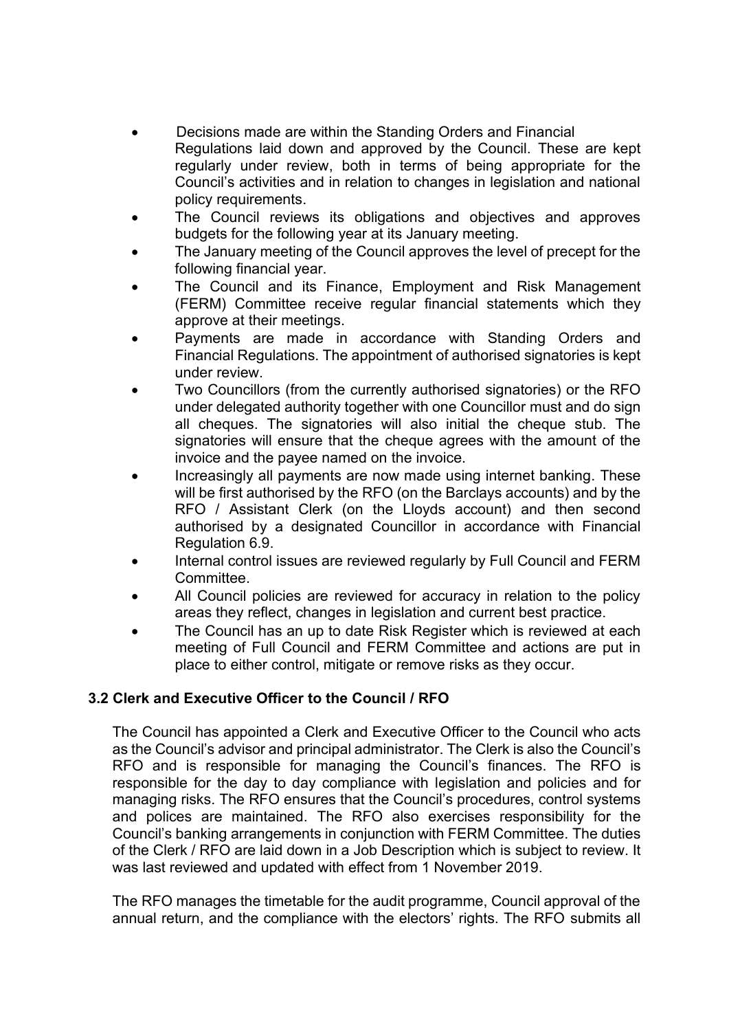- Decisions made are within the Standing Orders and Financial Regulations laid down and approved by the Council. These are kept regularly under review, both in terms of being appropriate for the Council's activities and in relation to changes in legislation and national policy requirements.
- The Council reviews its obligations and objectives and approves budgets for the following year at its January meeting.
- The January meeting of the Council approves the level of precept for the following financial year.
- The Council and its Finance, Employment and Risk Management (FERM) Committee receive regular financial statements which they approve at their meetings.
- Payments are made in accordance with Standing Orders and Financial Regulations. The appointment of authorised signatories is kept under review.
- Two Councillors (from the currently authorised signatories) or the RFO under delegated authority together with one Councillor must and do sign all cheques. The signatories will also initial the cheque stub. The signatories will ensure that the cheque agrees with the amount of the invoice and the payee named on the invoice.
- Increasingly all payments are now made using internet banking. These will be first authorised by the RFO (on the Barclays accounts) and by the RFO / Assistant Clerk (on the Lloyds account) and then second authorised by a designated Councillor in accordance with Financial Regulation 6.9.
- Internal control issues are reviewed regularly by Full Council and FERM Committee.
- All Council policies are reviewed for accuracy in relation to the policy areas they reflect, changes in legislation and current best practice.
- The Council has an up to date Risk Register which is reviewed at each meeting of Full Council and FERM Committee and actions are put in place to either control, mitigate or remove risks as they occur.

### 3.2 Clerk and Executive Officer to the Council / RFO

The Council has appointed a Clerk and Executive Officer to the Council who acts as the Council's advisor and principal administrator. The Clerk is also the Council's RFO and is responsible for managing the Council's finances. The RFO is responsible for the day to day compliance with legislation and policies and for managing risks. The RFO ensures that the Council's procedures, control systems and polices are maintained. The RFO also exercises responsibility for the Council's banking arrangements in conjunction with FERM Committee. The duties of the Clerk / RFO are laid down in a Job Description which is subject to review. It was last reviewed and updated with effect from 1 November 2019.

The RFO manages the timetable for the audit programme, Council approval of the annual return, and the compliance with the electors' rights. The RFO submits all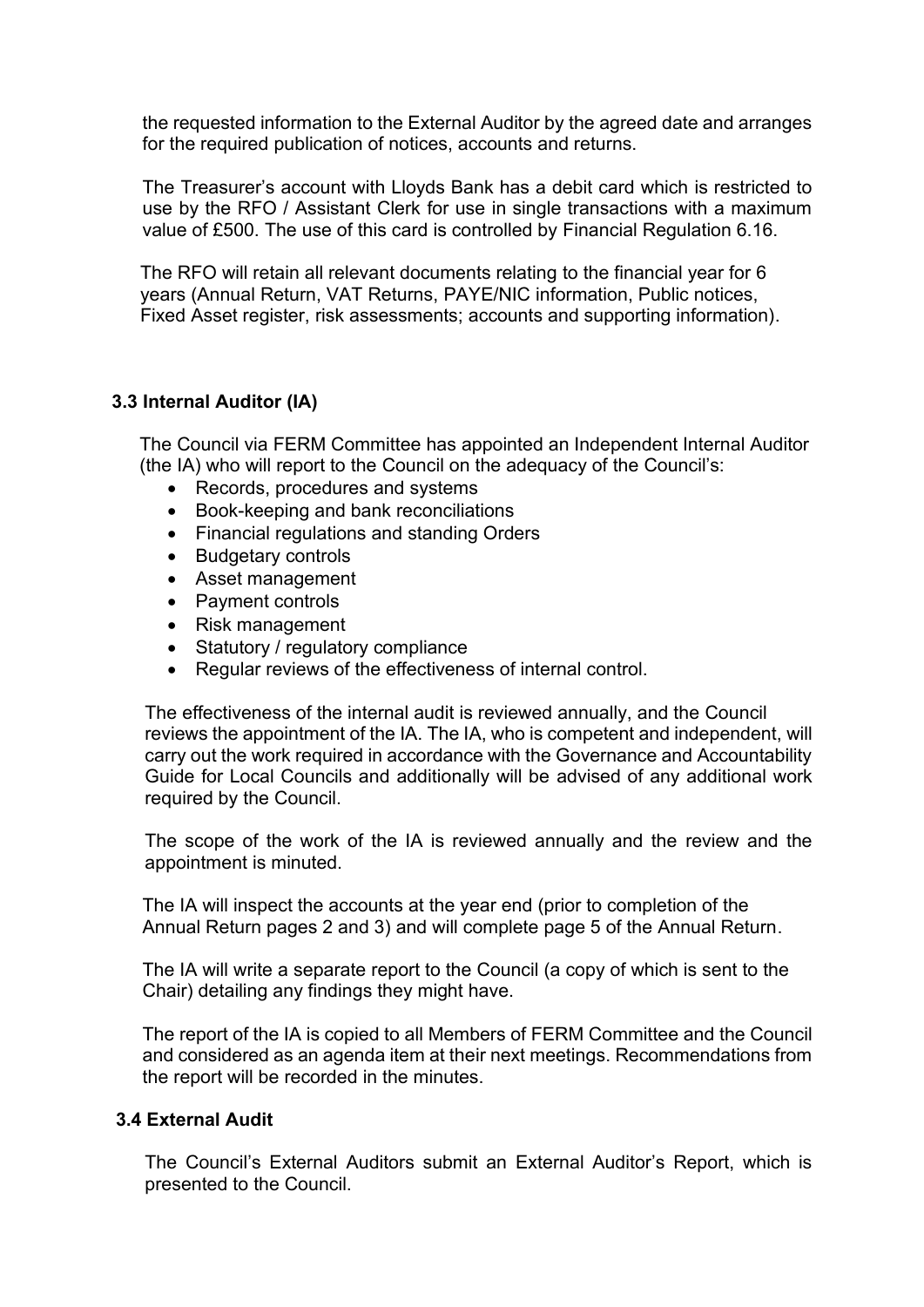the requested information to the External Auditor by the agreed date and arranges for the required publication of notices, accounts and returns.

The Treasurer's account with Lloyds Bank has a debit card which is restricted to use by the RFO / Assistant Clerk for use in single transactions with a maximum value of £500. The use of this card is controlled by Financial Regulation 6.16.

The RFO will retain all relevant documents relating to the financial year for 6 years (Annual Return, VAT Returns, PAYE/NIC information, Public notices, Fixed Asset register, risk assessments; accounts and supporting information).

### 3.3 Internal Auditor (IA)

The Council via FERM Committee has appointed an Independent Internal Auditor (the IA) who will report to the Council on the adequacy of the Council's:

- Records, procedures and systems
- Book-keeping and bank reconciliations
- Financial regulations and standing Orders
- Budgetary controls
- Asset management
- Payment controls
- Risk management
- Statutory / regulatory compliance
- Regular reviews of the effectiveness of internal control.

The effectiveness of the internal audit is reviewed annually, and the Council reviews the appointment of the IA. The IA, who is competent and independent, will carry out the work required in accordance with the Governance and Accountability Guide for Local Councils and additionally will be advised of any additional work required by the Council.

The scope of the work of the IA is reviewed annually and the review and the appointment is minuted.

The IA will inspect the accounts at the year end (prior to completion of the Annual Return pages 2 and 3) and will complete page 5 of the Annual Return.

The IA will write a separate report to the Council (a copy of which is sent to the Chair) detailing any findings they might have.

The report of the IA is copied to all Members of FERM Committee and the Council and considered as an agenda item at their next meetings. Recommendations from the report will be recorded in the minutes.

### 3.4 External Audit

The Council's External Auditors submit an External Auditor's Report, which is presented to the Council.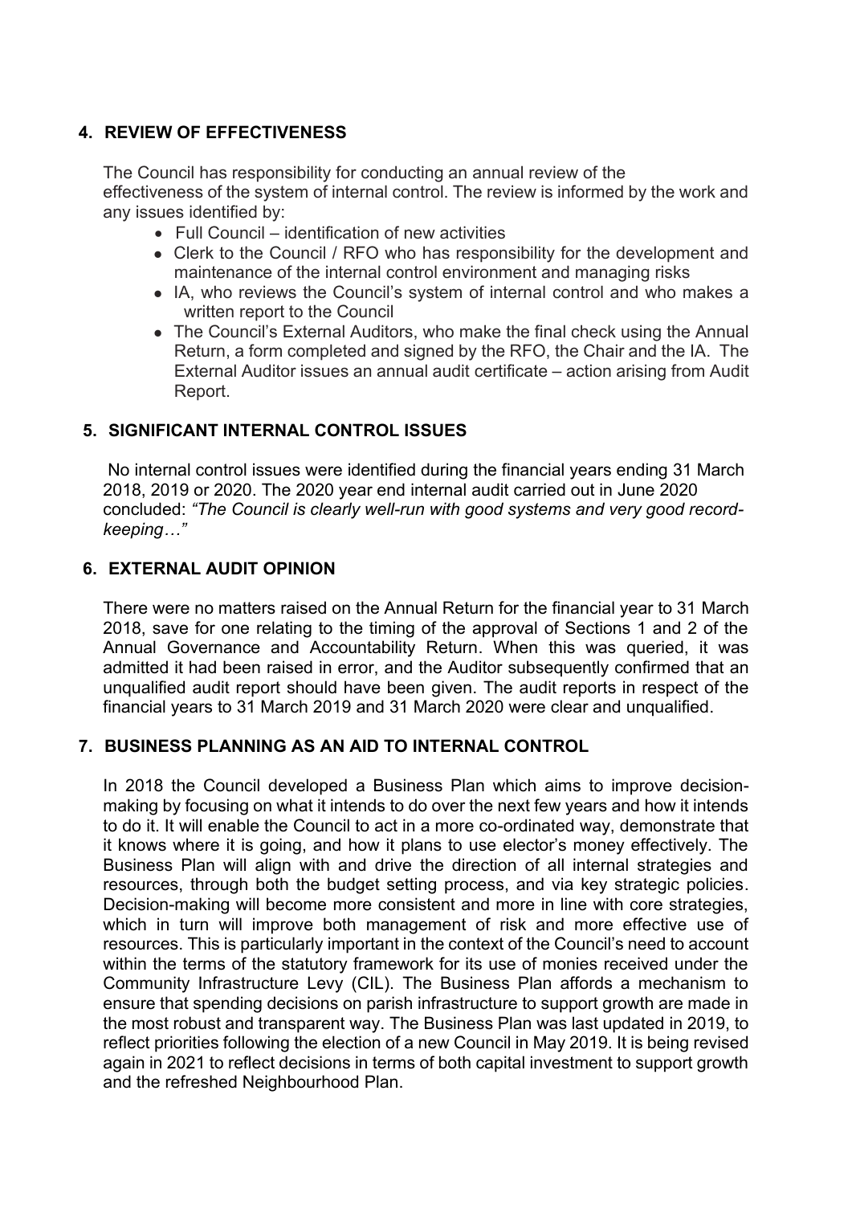## 4. REVIEW OF EFFECTIVENESS

The Council has responsibility for conducting an annual review of the effectiveness of the system of internal control. The review is informed by the work and any issues identified by:

- Full Council – identification of new activities
- Clerk to the Council / RFO who has responsibility for the development and maintenance of the internal control environment and managing risks
- IA, who reviews the Council's system of internal control and who makes a written report to the Council
- The Council's External Auditors, who make the final check using the Annual Return, a form completed and signed by the RFO, the Chair and the IA. The External Auditor issues an annual audit certificate – action arising from Audit Report.

## 5. SIGNIFICANT INTERNAL CONTROL ISSUES

No internal control issues were identified during the financial years ending 31 March 2018, 2019 or 2020. The 2020 year end internal audit carried out in June 2020 concluded: *"The Council is clearly well-run with good systems and very good record-keeping…"*

## 6. EXTERNAL AUDIT OPINION

There were no matters raised on the Annual Return for the financial year to 31 March 2018, save for one relating to the timing of the approval of Sections 1 and 2 of the Annual Governance and Accountability Return. When this was queried, it was admitted it had been raised in error, and the Auditor subsequently confirmed that an unqualified audit report should have been given. The audit reports in respect of the financial years to 31 March 2019 and 31 March 2020 were clear and unqualified.

## 7. BUSINESS PLANNING AS AN AID TO INTERNAL CONTROL

In 2018 the Council developed a Business Plan which aims to improve decision-making by focusing on what it intends to do over the next few years and how it intends to do it. It will enable the Council to act in a more co-ordinated way, demonstrate that it knows where it is going, and how it plans to use elector's money effectively. The Business Plan will align with and drive the direction of all internal strategies and resources, through both the budget setting process, and via key strategic policies. Decision-making will become more consistent and more in line with core strategies, which in turn will improve both management of risk and more effective use of resources. This is particularly important in the context of the Council's need to account within the terms of the statutory framework for its use of monies received under the Community Infrastructure Levy (CIL). The Business Plan affords a mechanism to ensure that spending decisions on parish infrastructure to support growth are made in the most robust and transparent way. The Business Plan was last updated in 2019, to reflect priorities following the election of a new Council in May 2019. It is being revised again in 2021 to reflect decisions in terms of both capital investment to support growth and the refreshed Neighbourhood Plan.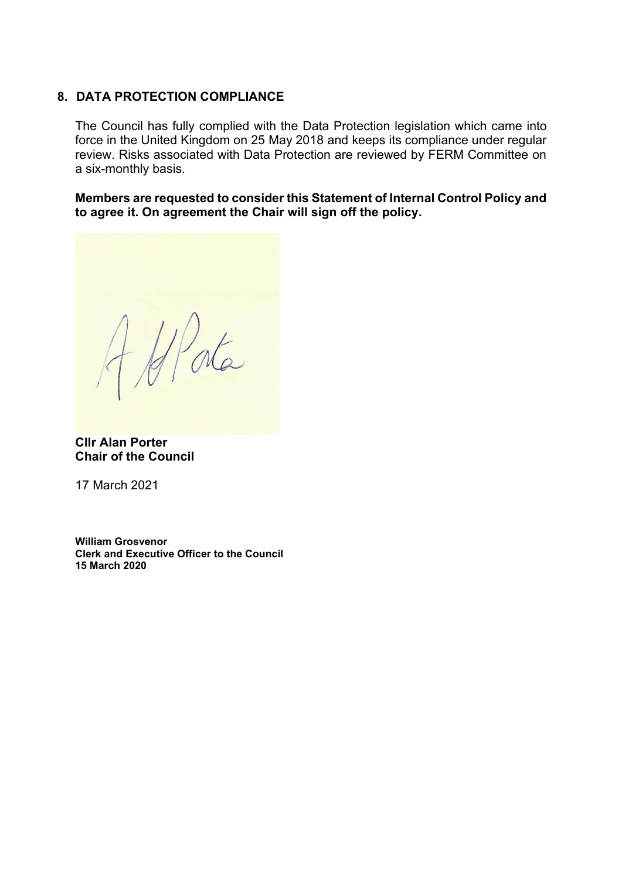## 8. DATA PROTECTION COMPLIANCE

The Council has fully complied with the Data Protection legislation which came into force in the United Kingdom on 25 May 2018 and keeps its compliance under regular review. Risks associated with Data Protection are reviewed by FERM Committee on a six-monthly basis.

**Members are requested to consider this Statement of Internal Control Policy and to agree it. On agreement the Chair will sign off the policy.**

**Cllr Alan Porter**
**Chair of the Council**

17 March 2021

**William Grosvenor**
**Clerk and Executive Officer to the Council**
**15 March 2020**